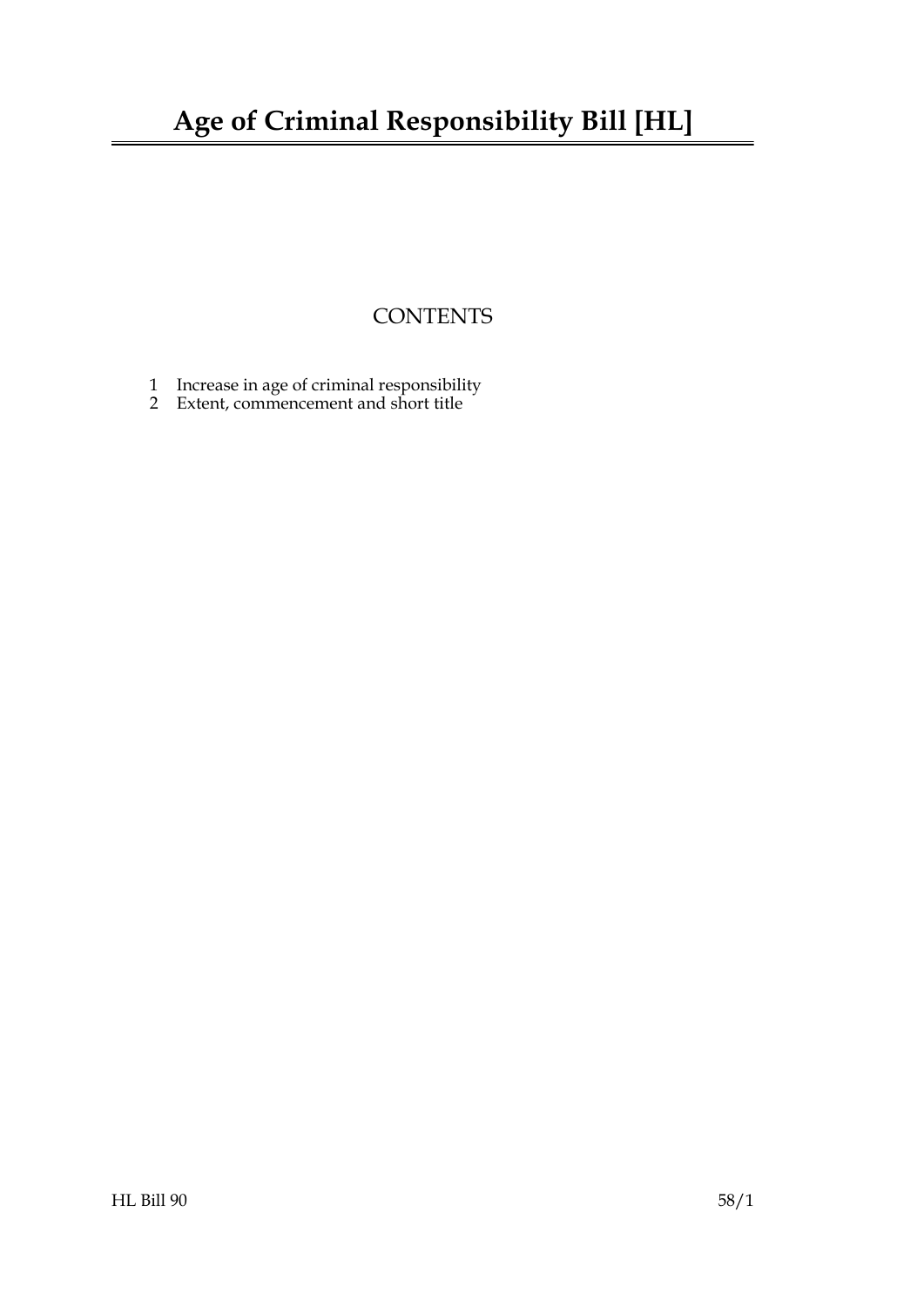# Age of Criminal Responsibility Bill [HL]

## CONTENTS

1 Increase in age of criminal responsibility
2 Extent, commencement and short title

HL Bill 90 58/1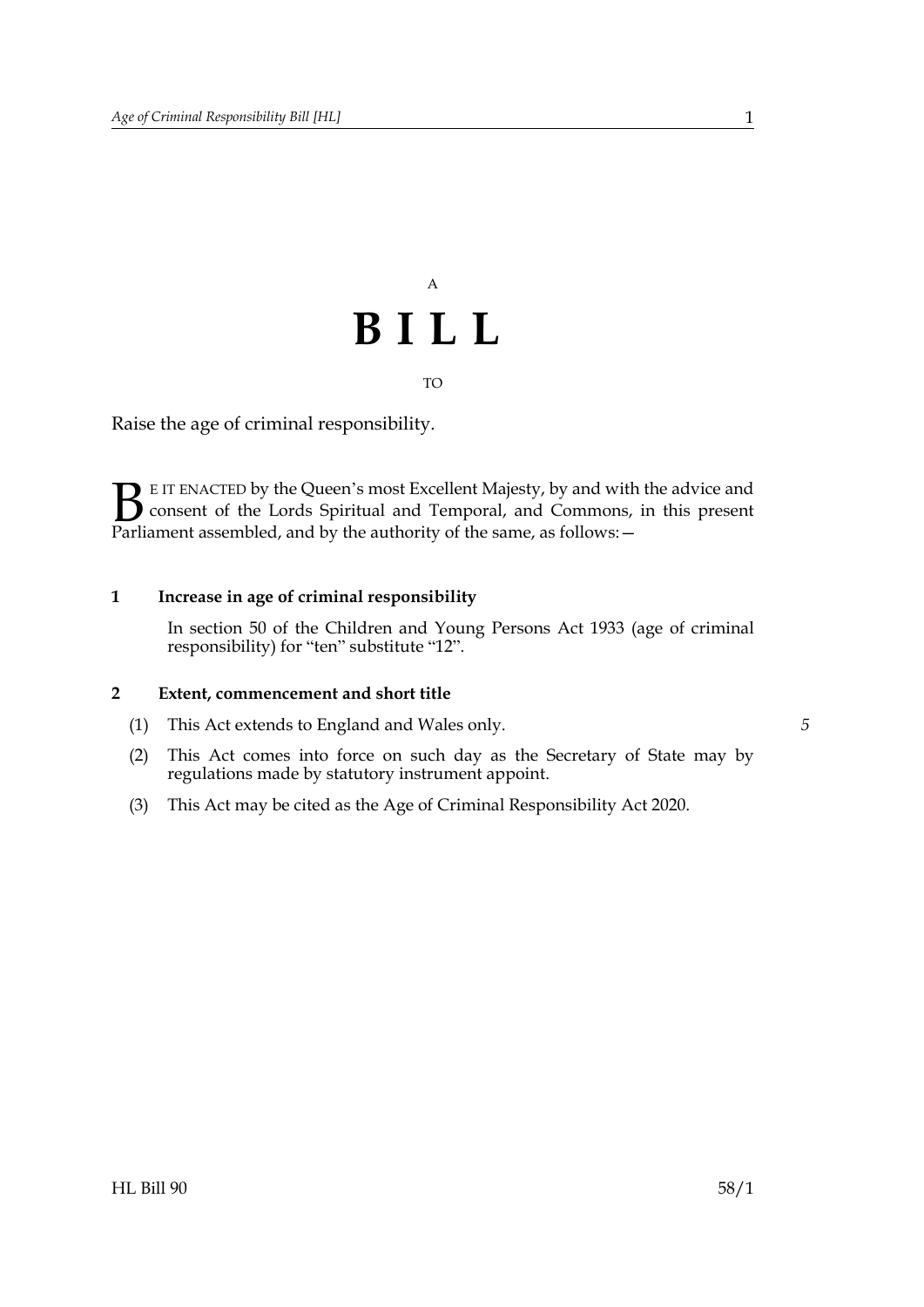A

# BILL

TO

Raise the age of criminal responsibility.

BE IT ENACTED by the Queen's most Excellent Majesty, by and with the advice and consent of the Lords Spiritual and Temporal, and Commons, in this present Parliament assembled, and by the authority of the same, as follows:—

**1 Increase in age of criminal responsibility**

In section 50 of the Children and Young Persons Act 1933 (age of criminal responsibility) for "ten" substitute "12".

**2 Extent, commencement and short title**

(1) This Act extends to England and Wales only.

(2) This Act comes into force on such day as the Secretary of State may by regulations made by statutory instrument appoint.

(3) This Act may be cited as the Age of Criminal Responsibility Act 2020.

HL Bill 90 58/1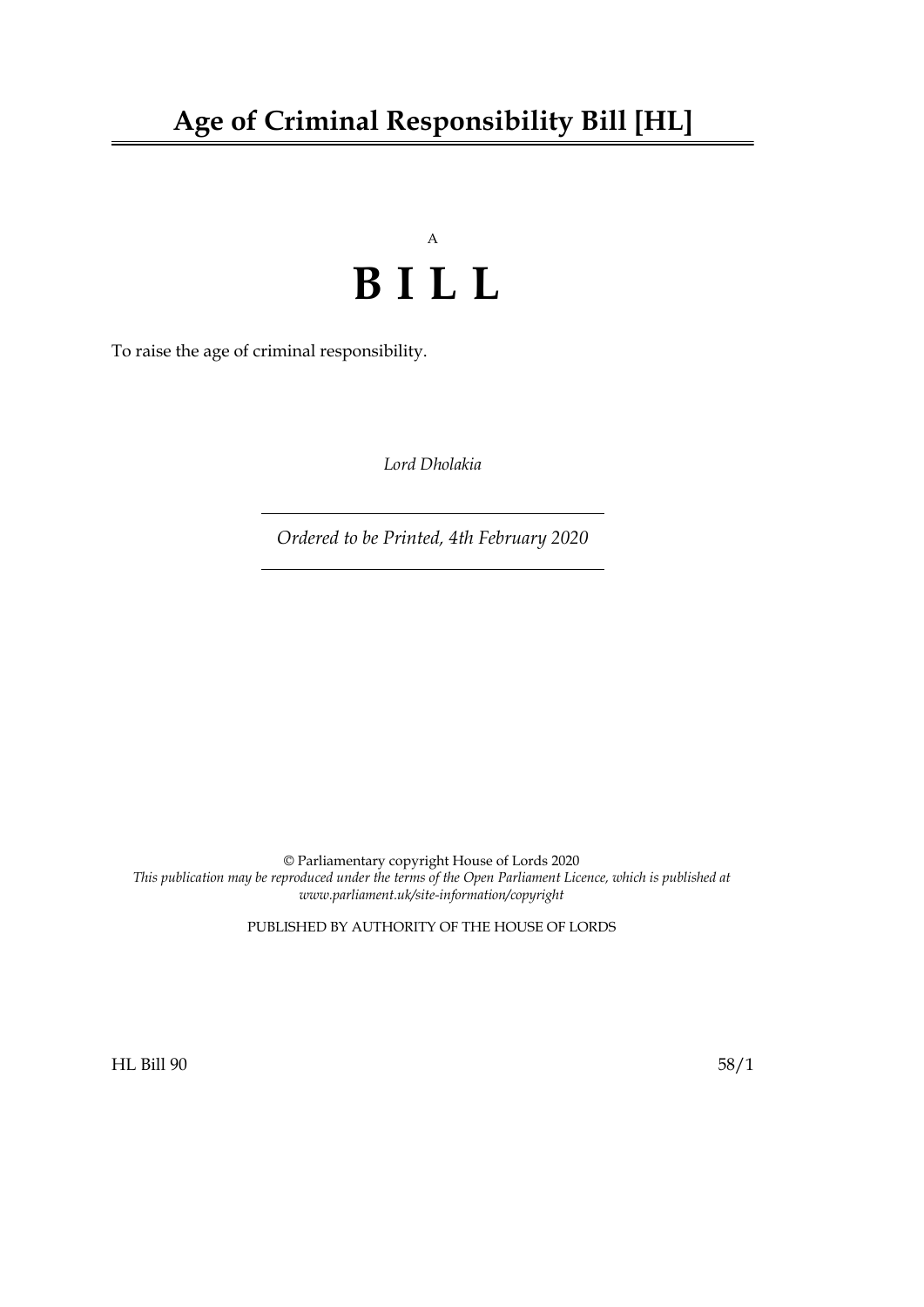# Age of Criminal Responsibility Bill [HL]

A

# B I L L

To raise the age of criminal responsibility.

*Lord Dholakia*

*Ordered to be Printed, 4th February 2020*

© Parliamentary copyright House of Lords 2020
*This publication may be reproduced under the terms of the Open Parliament Licence, which is published at www.parliament.uk/site-information/copyright*

PUBLISHED BY AUTHORITY OF THE HOUSE OF LORDS

HL Bill 90 58/1